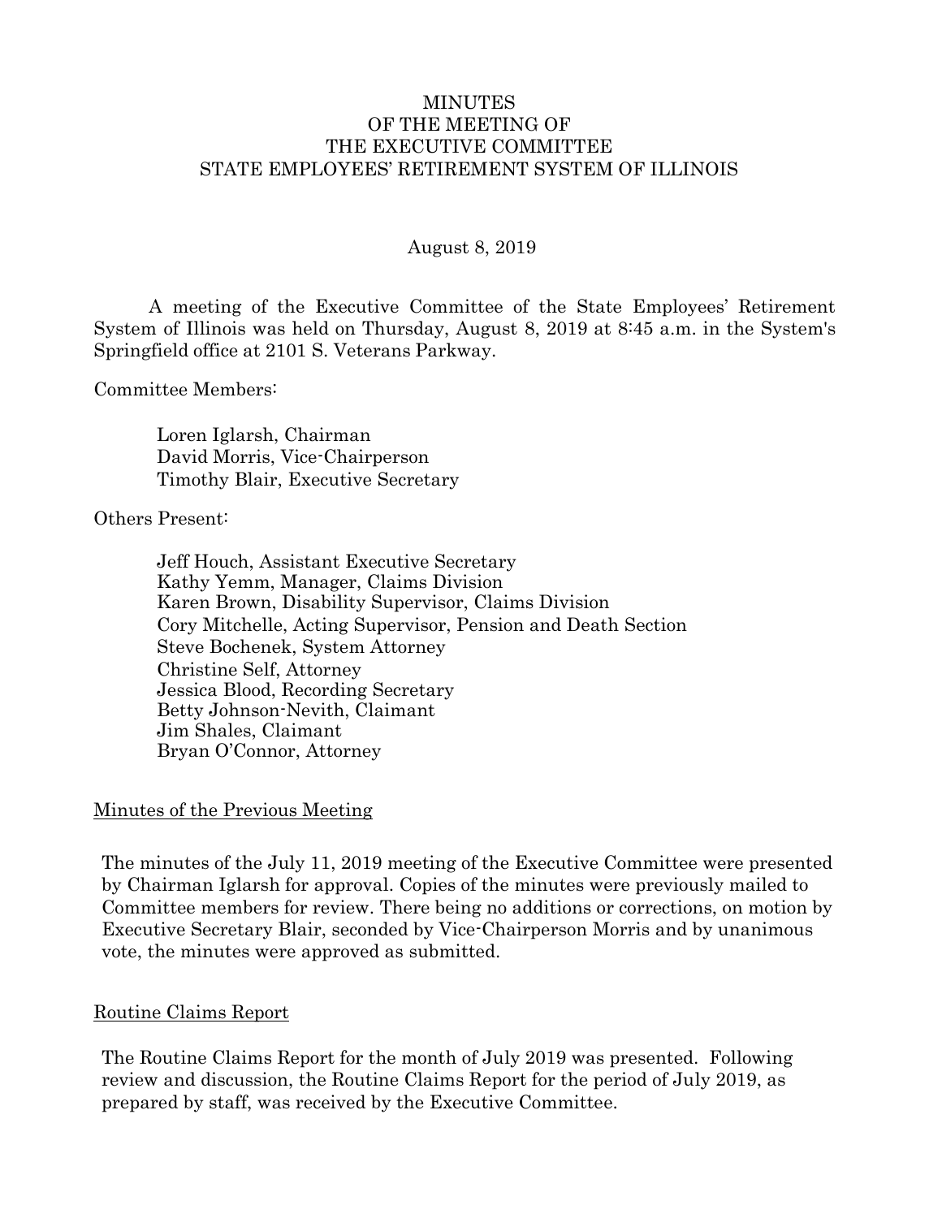# MINUTES
# OF THE MEETING OF
# THE EXECUTIVE COMMITTEE
# STATE EMPLOYEES' RETIREMENT SYSTEM OF ILLINOIS

August 8, 2019

A meeting of the Executive Committee of the State Employees' Retirement System of Illinois was held on Thursday, August 8, 2019 at 8:45 a.m. in the System's Springfield office at 2101 S. Veterans Parkway.

Committee Members:

Loren Iglarsh, Chairman
David Morris, Vice-Chairperson
Timothy Blair, Executive Secretary

Others Present:

Jeff Houch, Assistant Executive Secretary
Kathy Yemm, Manager, Claims Division
Karen Brown, Disability Supervisor, Claims Division
Cory Mitchelle, Acting Supervisor, Pension and Death Section
Steve Bochenek, System Attorney
Christine Self, Attorney
Jessica Blood, Recording Secretary
Betty Johnson-Nevith, Claimant
Jim Shales, Claimant
Bryan O'Connor, Attorney

## Minutes of the Previous Meeting

The minutes of the July 11, 2019 meeting of the Executive Committee were presented by Chairman Iglarsh for approval. Copies of the minutes were previously mailed to Committee members for review. There being no additions or corrections, on motion by Executive Secretary Blair, seconded by Vice-Chairperson Morris and by unanimous vote, the minutes were approved as submitted.

## Routine Claims Report

The Routine Claims Report for the month of July 2019 was presented. Following review and discussion, the Routine Claims Report for the period of July 2019, as prepared by staff, was received by the Executive Committee.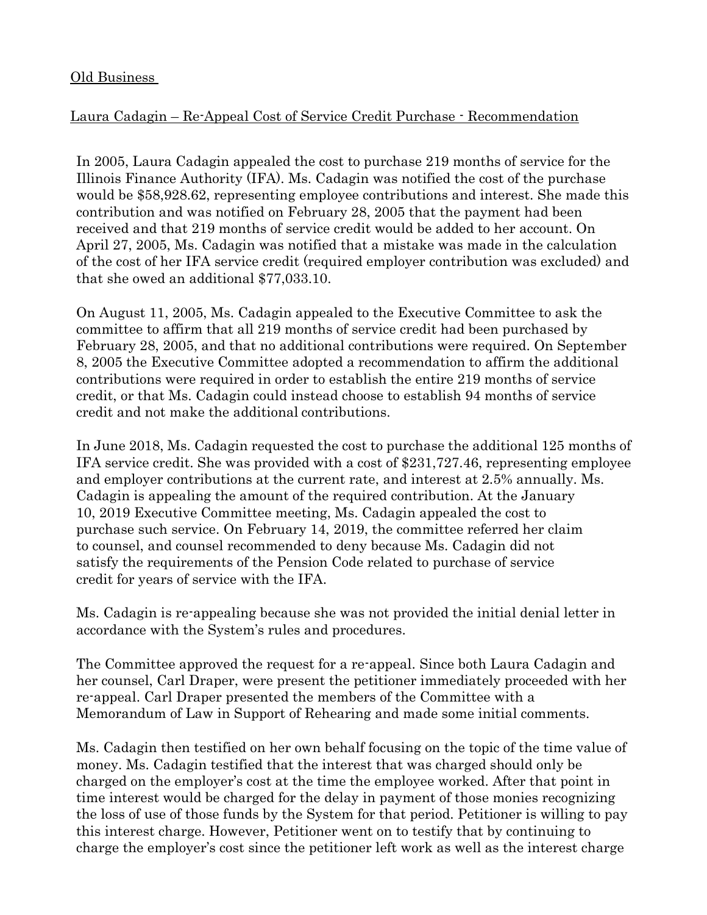Old Business

Laura Cadagin – Re-Appeal Cost of Service Credit Purchase - Recommendation

In 2005, Laura Cadagin appealed the cost to purchase 219 months of service for the Illinois Finance Authority (IFA). Ms. Cadagin was notified the cost of the purchase would be $58,928.62, representing employee contributions and interest. She made this contribution and was notified on February 28, 2005 that the payment had been received and that 219 months of service credit would be added to her account. On April 27, 2005, Ms. Cadagin was notified that a mistake was made in the calculation of the cost of her IFA service credit (required employer contribution was excluded) and that she owed an additional $77,033.10.

On August 11, 2005, Ms. Cadagin appealed to the Executive Committee to ask the committee to affirm that all 219 months of service credit had been purchased by February 28, 2005, and that no additional contributions were required. On September 8, 2005 the Executive Committee adopted a recommendation to affirm the additional contributions were required in order to establish the entire 219 months of service credit, or that Ms. Cadagin could instead choose to establish 94 months of service credit and not make the additional contributions.

In June 2018, Ms. Cadagin requested the cost to purchase the additional 125 months of IFA service credit. She was provided with a cost of $231,727.46, representing employee and employer contributions at the current rate, and interest at 2.5% annually. Ms. Cadagin is appealing the amount of the required contribution. At the January 10, 2019 Executive Committee meeting, Ms. Cadagin appealed the cost to purchase such service. On February 14, 2019, the committee referred her claim to counsel, and counsel recommended to deny because Ms. Cadagin did not satisfy the requirements of the Pension Code related to purchase of service credit for years of service with the IFA.

Ms. Cadagin is re-appealing because she was not provided the initial denial letter in accordance with the System's rules and procedures.

The Committee approved the request for a re-appeal. Since both Laura Cadagin and her counsel, Carl Draper, were present the petitioner immediately proceeded with her re-appeal. Carl Draper presented the members of the Committee with a Memorandum of Law in Support of Rehearing and made some initial comments.

Ms. Cadagin then testified on her own behalf focusing on the topic of the time value of money. Ms. Cadagin testified that the interest that was charged should only be charged on the employer's cost at the time the employee worked. After that point in time interest would be charged for the delay in payment of those monies recognizing the loss of use of those funds by the System for that period. Petitioner is willing to pay this interest charge. However, Petitioner went on to testify that by continuing to charge the employer's cost since the petitioner left work as well as the interest charge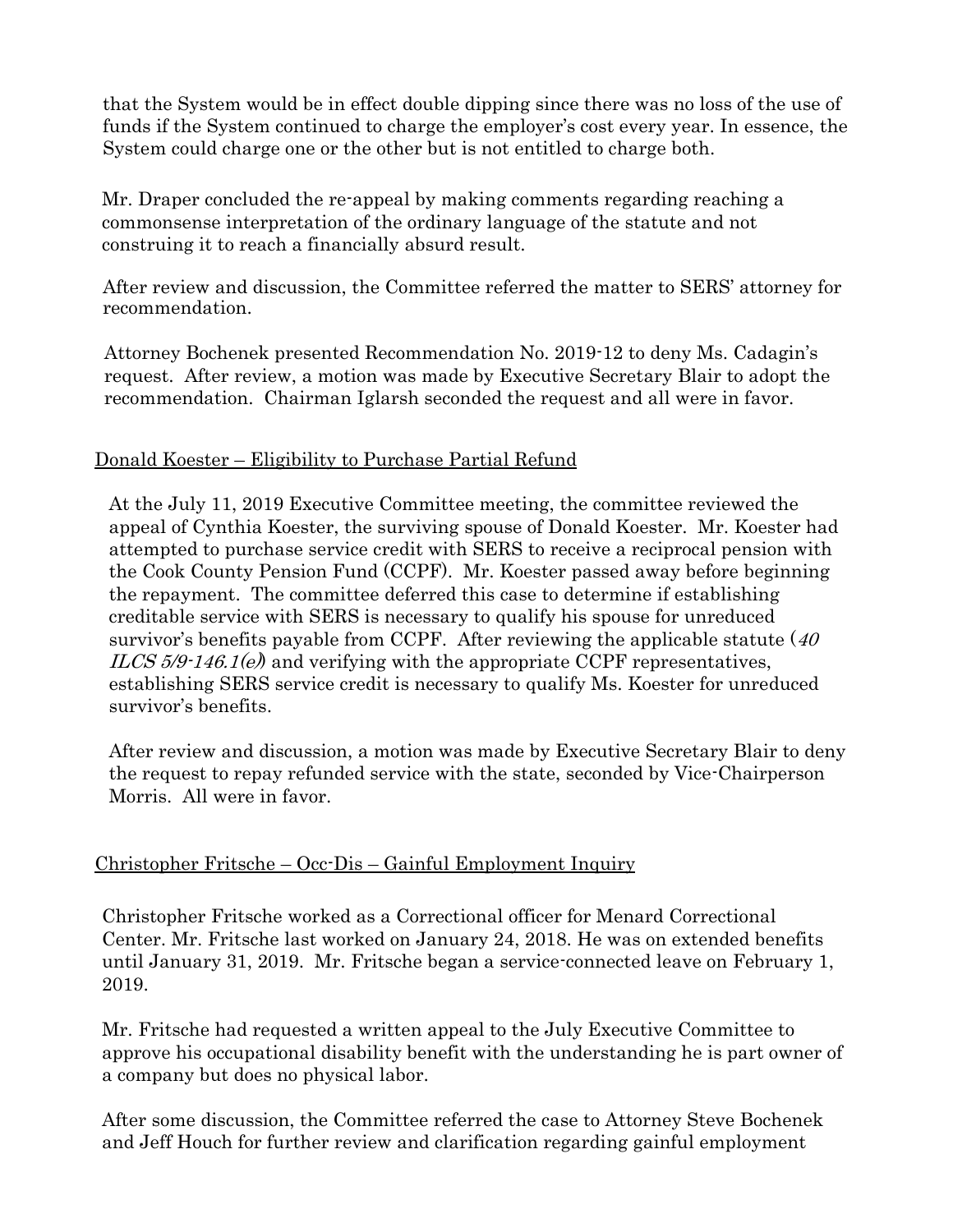that the System would be in effect double dipping since there was no loss of the use of funds if the System continued to charge the employer's cost every year. In essence, the System could charge one or the other but is not entitled to charge both.

Mr. Draper concluded the re-appeal by making comments regarding reaching a commonsense interpretation of the ordinary language of the statute and not construing it to reach a financially absurd result.

After review and discussion, the Committee referred the matter to SERS' attorney for recommendation.

Attorney Bochenek presented Recommendation No. 2019-12 to deny Ms. Cadagin's request. After review, a motion was made by Executive Secretary Blair to adopt the recommendation. Chairman Iglarsh seconded the request and all were in favor.

Donald Koester – Eligibility to Purchase Partial Refund

At the July 11, 2019 Executive Committee meeting, the committee reviewed the appeal of Cynthia Koester, the surviving spouse of Donald Koester. Mr. Koester had attempted to purchase service credit with SERS to receive a reciprocal pension with the Cook County Pension Fund (CCPF). Mr. Koester passed away before beginning the repayment. The committee deferred this case to determine if establishing creditable service with SERS is necessary to qualify his spouse for unreduced survivor's benefits payable from CCPF. After reviewing the applicable statute (*40 ILCS 5/9-146.1(e)*) and verifying with the appropriate CCPF representatives, establishing SERS service credit is necessary to qualify Ms. Koester for unreduced survivor's benefits.

After review and discussion, a motion was made by Executive Secretary Blair to deny the request to repay refunded service with the state, seconded by Vice-Chairperson Morris. All were in favor.

Christopher Fritsche – Occ-Dis – Gainful Employment Inquiry

Christopher Fritsche worked as a Correctional officer for Menard Correctional Center. Mr. Fritsche last worked on January 24, 2018. He was on extended benefits until January 31, 2019. Mr. Fritsche began a service-connected leave on February 1, 2019.

Mr. Fritsche had requested a written appeal to the July Executive Committee to approve his occupational disability benefit with the understanding he is part owner of a company but does no physical labor.

After some discussion, the Committee referred the case to Attorney Steve Bochenek and Jeff Houch for further review and clarification regarding gainful employment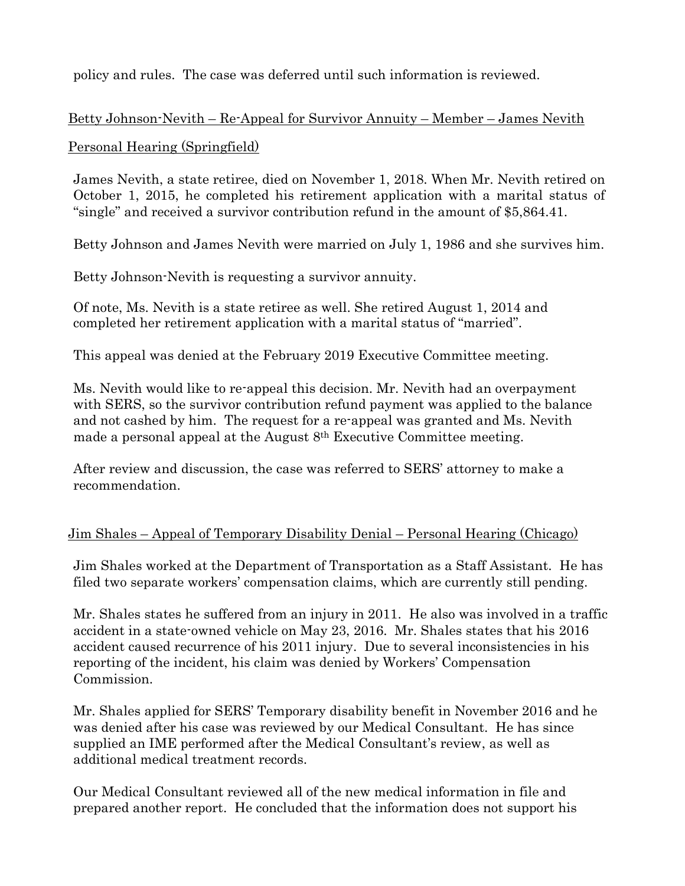policy and rules. The case was deferred until such information is reviewed.

Betty Johnson-Nevith – Re-Appeal for Survivor Annuity – Member – James Nevith

Personal Hearing (Springfield)

James Nevith, a state retiree, died on November 1, 2018. When Mr. Nevith retired on October 1, 2015, he completed his retirement application with a marital status of "single" and received a survivor contribution refund in the amount of $5,864.41.

Betty Johnson and James Nevith were married on July 1, 1986 and she survives him.

Betty Johnson-Nevith is requesting a survivor annuity.

Of note, Ms. Nevith is a state retiree as well. She retired August 1, 2014 and completed her retirement application with a marital status of "married".

This appeal was denied at the February 2019 Executive Committee meeting.

Ms. Nevith would like to re-appeal this decision. Mr. Nevith had an overpayment with SERS, so the survivor contribution refund payment was applied to the balance and not cashed by him. The request for a re-appeal was granted and Ms. Nevith made a personal appeal at the August 8th Executive Committee meeting.

After review and discussion, the case was referred to SERS' attorney to make a recommendation.

Jim Shales – Appeal of Temporary Disability Denial – Personal Hearing (Chicago)

Jim Shales worked at the Department of Transportation as a Staff Assistant. He has filed two separate workers' compensation claims, which are currently still pending.

Mr. Shales states he suffered from an injury in 2011. He also was involved in a traffic accident in a state-owned vehicle on May 23, 2016. Mr. Shales states that his 2016 accident caused recurrence of his 2011 injury. Due to several inconsistencies in his reporting of the incident, his claim was denied by Workers' Compensation Commission.

Mr. Shales applied for SERS' Temporary disability benefit in November 2016 and he was denied after his case was reviewed by our Medical Consultant. He has since supplied an IME performed after the Medical Consultant's review, as well as additional medical treatment records.

Our Medical Consultant reviewed all of the new medical information in file and prepared another report. He concluded that the information does not support his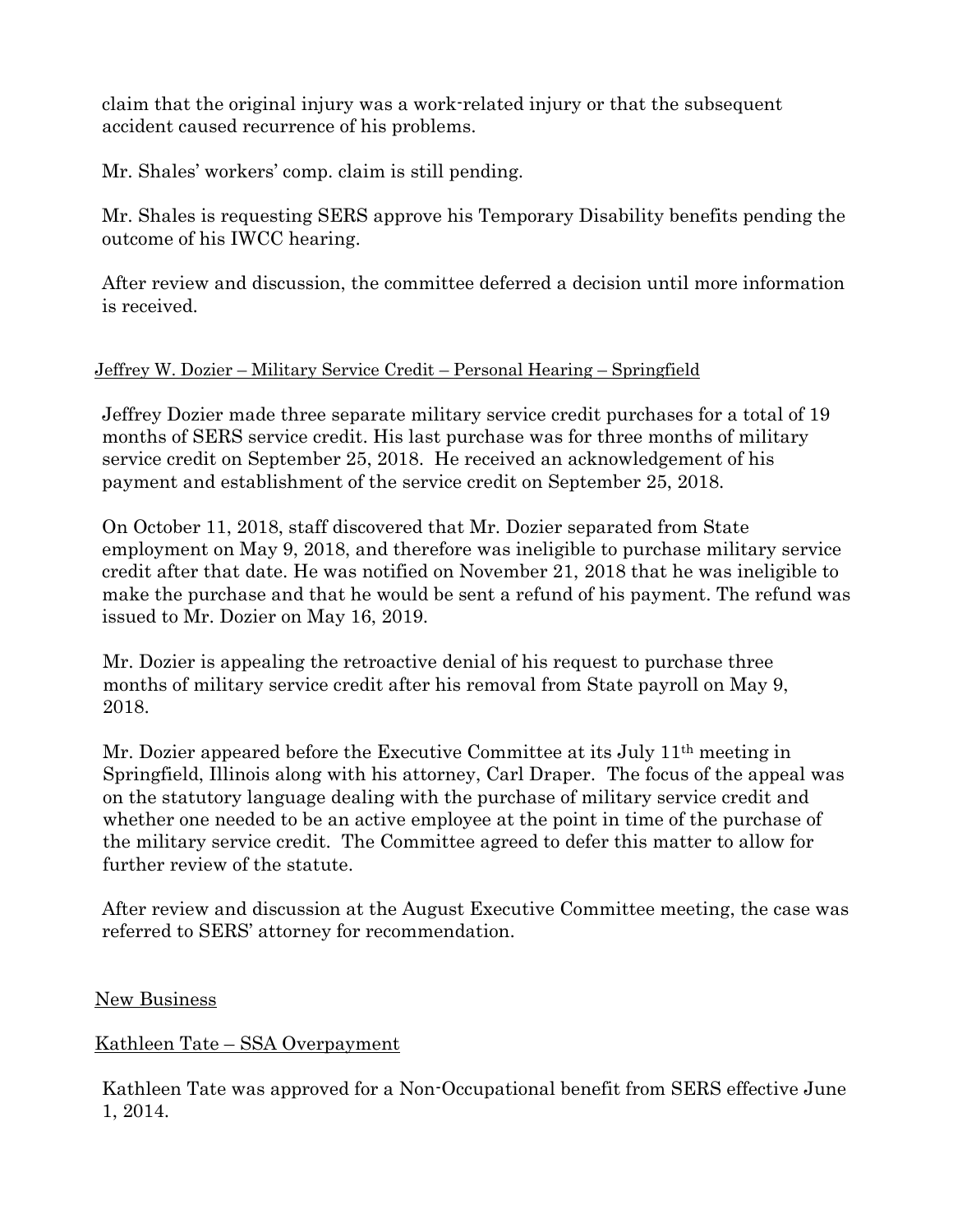claim that the original injury was a work-related injury or that the subsequent accident caused recurrence of his problems.

Mr. Shales' workers' comp. claim is still pending.

Mr. Shales is requesting SERS approve his Temporary Disability benefits pending the outcome of his IWCC hearing.

After review and discussion, the committee deferred a decision until more information is received.

Jeffrey W. Dozier – Military Service Credit – Personal Hearing – Springfield

Jeffrey Dozier made three separate military service credit purchases for a total of 19 months of SERS service credit. His last purchase was for three months of military service credit on September 25, 2018. He received an acknowledgement of his payment and establishment of the service credit on September 25, 2018.

On October 11, 2018, staff discovered that Mr. Dozier separated from State employment on May 9, 2018, and therefore was ineligible to purchase military service credit after that date. He was notified on November 21, 2018 that he was ineligible to make the purchase and that he would be sent a refund of his payment. The refund was issued to Mr. Dozier on May 16, 2019.

Mr. Dozier is appealing the retroactive denial of his request to purchase three months of military service credit after his removal from State payroll on May 9, 2018.

Mr. Dozier appeared before the Executive Committee at its July 11th meeting in Springfield, Illinois along with his attorney, Carl Draper. The focus of the appeal was on the statutory language dealing with the purchase of military service credit and whether one needed to be an active employee at the point in time of the purchase of the military service credit. The Committee agreed to defer this matter to allow for further review of the statute.

After review and discussion at the August Executive Committee meeting, the case was referred to SERS' attorney for recommendation.

New Business

Kathleen Tate – SSA Overpayment

Kathleen Tate was approved for a Non-Occupational benefit from SERS effective June 1, 2014.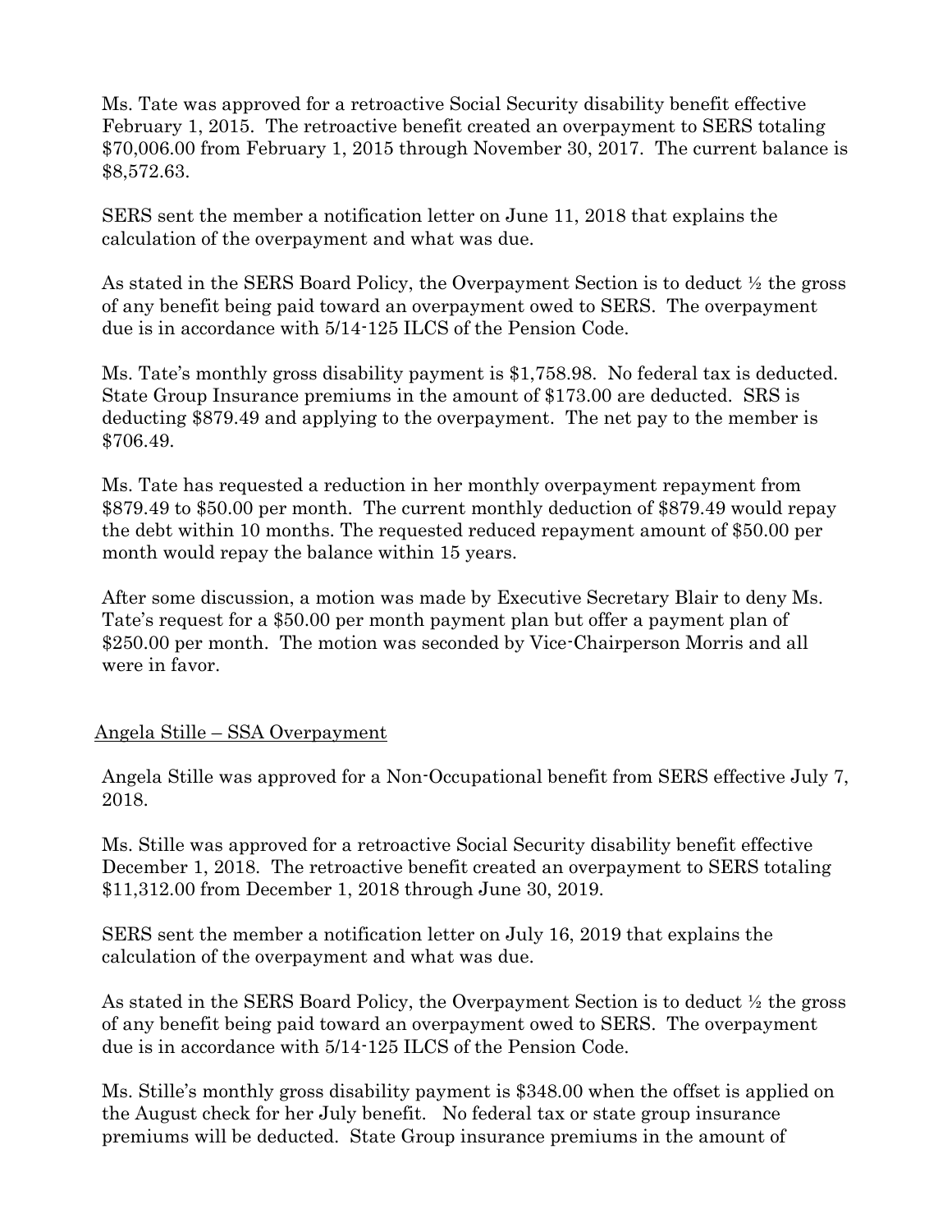Ms. Tate was approved for a retroactive Social Security disability benefit effective February 1, 2015. The retroactive benefit created an overpayment to SERS totaling $70,006.00 from February 1, 2015 through November 30, 2017. The current balance is $8,572.63.

SERS sent the member a notification letter on June 11, 2018 that explains the calculation of the overpayment and what was due.

As stated in the SERS Board Policy, the Overpayment Section is to deduct ½ the gross of any benefit being paid toward an overpayment owed to SERS. The overpayment due is in accordance with 5/14-125 ILCS of the Pension Code.

Ms. Tate's monthly gross disability payment is $1,758.98. No federal tax is deducted. State Group Insurance premiums in the amount of $173.00 are deducted. SRS is deducting $879.49 and applying to the overpayment. The net pay to the member is $706.49.

Ms. Tate has requested a reduction in her monthly overpayment repayment from $879.49 to $50.00 per month. The current monthly deduction of $879.49 would repay the debt within 10 months. The requested reduced repayment amount of $50.00 per month would repay the balance within 15 years.

After some discussion, a motion was made by Executive Secretary Blair to deny Ms. Tate's request for a $50.00 per month payment plan but offer a payment plan of $250.00 per month. The motion was seconded by Vice-Chairperson Morris and all were in favor.

<u>Angela Stille – SSA Overpayment</u>

Angela Stille was approved for a Non-Occupational benefit from SERS effective July 7, 2018.

Ms. Stille was approved for a retroactive Social Security disability benefit effective December 1, 2018. The retroactive benefit created an overpayment to SERS totaling $11,312.00 from December 1, 2018 through June 30, 2019.

SERS sent the member a notification letter on July 16, 2019 that explains the calculation of the overpayment and what was due.

As stated in the SERS Board Policy, the Overpayment Section is to deduct ½ the gross of any benefit being paid toward an overpayment owed to SERS. The overpayment due is in accordance with 5/14-125 ILCS of the Pension Code.

Ms. Stille's monthly gross disability payment is $348.00 when the offset is applied on the August check for her July benefit. No federal tax or state group insurance premiums will be deducted. State Group insurance premiums in the amount of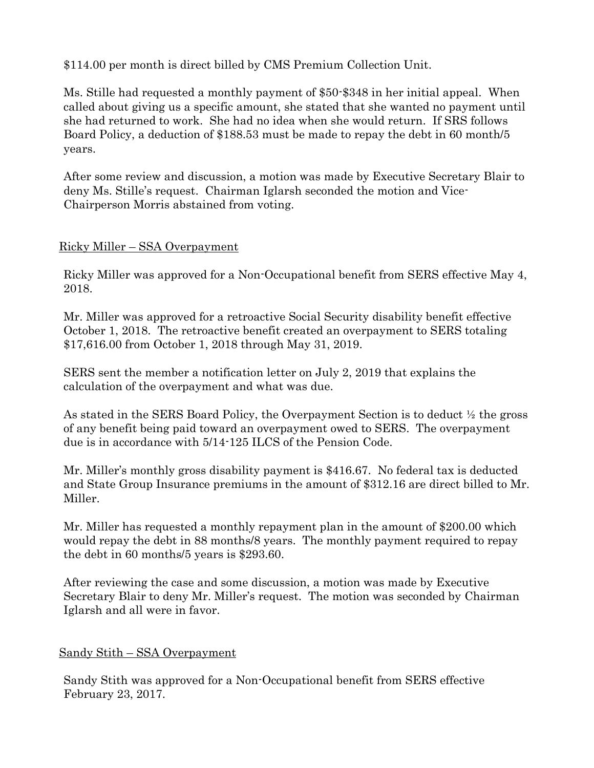$114.00 per month is direct billed by CMS Premium Collection Unit.

Ms. Stille had requested a monthly payment of $50-$348 in her initial appeal. When called about giving us a specific amount, she stated that she wanted no payment until she had returned to work. She had no idea when she would return. If SRS follows Board Policy, a deduction of $188.53 must be made to repay the debt in 60 month/5 years.

After some review and discussion, a motion was made by Executive Secretary Blair to deny Ms. Stille's request. Chairman Iglarsh seconded the motion and Vice-Chairperson Morris abstained from voting.

Ricky Miller – SSA Overpayment

Ricky Miller was approved for a Non-Occupational benefit from SERS effective May 4, 2018.

Mr. Miller was approved for a retroactive Social Security disability benefit effective October 1, 2018. The retroactive benefit created an overpayment to SERS totaling $17,616.00 from October 1, 2018 through May 31, 2019.

SERS sent the member a notification letter on July 2, 2019 that explains the calculation of the overpayment and what was due.

As stated in the SERS Board Policy, the Overpayment Section is to deduct ½ the gross of any benefit being paid toward an overpayment owed to SERS. The overpayment due is in accordance with 5/14-125 ILCS of the Pension Code.

Mr. Miller's monthly gross disability payment is $416.67. No federal tax is deducted and State Group Insurance premiums in the amount of $312.16 are direct billed to Mr. Miller.

Mr. Miller has requested a monthly repayment plan in the amount of $200.00 which would repay the debt in 88 months/8 years. The monthly payment required to repay the debt in 60 months/5 years is $293.60.

After reviewing the case and some discussion, a motion was made by Executive Secretary Blair to deny Mr. Miller's request. The motion was seconded by Chairman Iglarsh and all were in favor.

Sandy Stith – SSA Overpayment

Sandy Stith was approved for a Non-Occupational benefit from SERS effective February 23, 2017.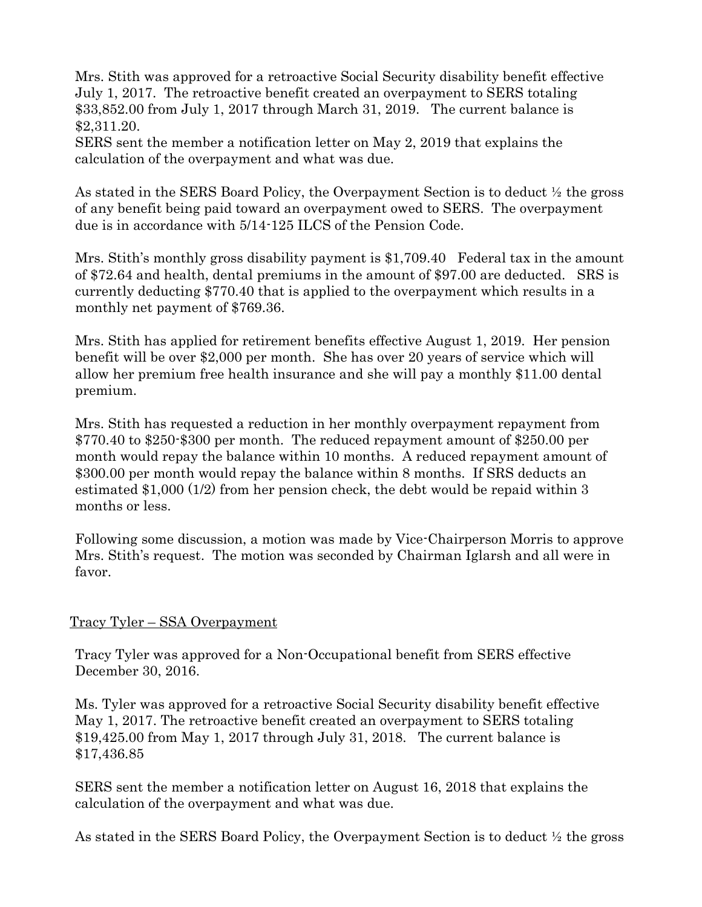Mrs. Stith was approved for a retroactive Social Security disability benefit effective July 1, 2017. The retroactive benefit created an overpayment to SERS totaling $33,852.00 from July 1, 2017 through March 31, 2019. The current balance is $2,311.20.

SERS sent the member a notification letter on May 2, 2019 that explains the calculation of the overpayment and what was due.

As stated in the SERS Board Policy, the Overpayment Section is to deduct ½ the gross of any benefit being paid toward an overpayment owed to SERS. The overpayment due is in accordance with 5/14-125 ILCS of the Pension Code.

Mrs. Stith's monthly gross disability payment is $1,709.40 Federal tax in the amount of $72.64 and health, dental premiums in the amount of $97.00 are deducted. SRS is currently deducting $770.40 that is applied to the overpayment which results in a monthly net payment of $769.36.

Mrs. Stith has applied for retirement benefits effective August 1, 2019. Her pension benefit will be over $2,000 per month. She has over 20 years of service which will allow her premium free health insurance and she will pay a monthly $11.00 dental premium.

Mrs. Stith has requested a reduction in her monthly overpayment repayment from $770.40 to $250-$300 per month. The reduced repayment amount of $250.00 per month would repay the balance within 10 months. A reduced repayment amount of $300.00 per month would repay the balance within 8 months. If SRS deducts an estimated $1,000 (1/2) from her pension check, the debt would be repaid within 3 months or less.

Following some discussion, a motion was made by Vice-Chairperson Morris to approve Mrs. Stith's request. The motion was seconded by Chairman Iglarsh and all were in favor.

<u>Tracy Tyler – SSA Overpayment</u>

Tracy Tyler was approved for a Non-Occupational benefit from SERS effective December 30, 2016.

Ms. Tyler was approved for a retroactive Social Security disability benefit effective May 1, 2017. The retroactive benefit created an overpayment to SERS totaling $19,425.00 from May 1, 2017 through July 31, 2018. The current balance is $17,436.85

SERS sent the member a notification letter on August 16, 2018 that explains the calculation of the overpayment and what was due.

As stated in the SERS Board Policy, the Overpayment Section is to deduct ½ the gross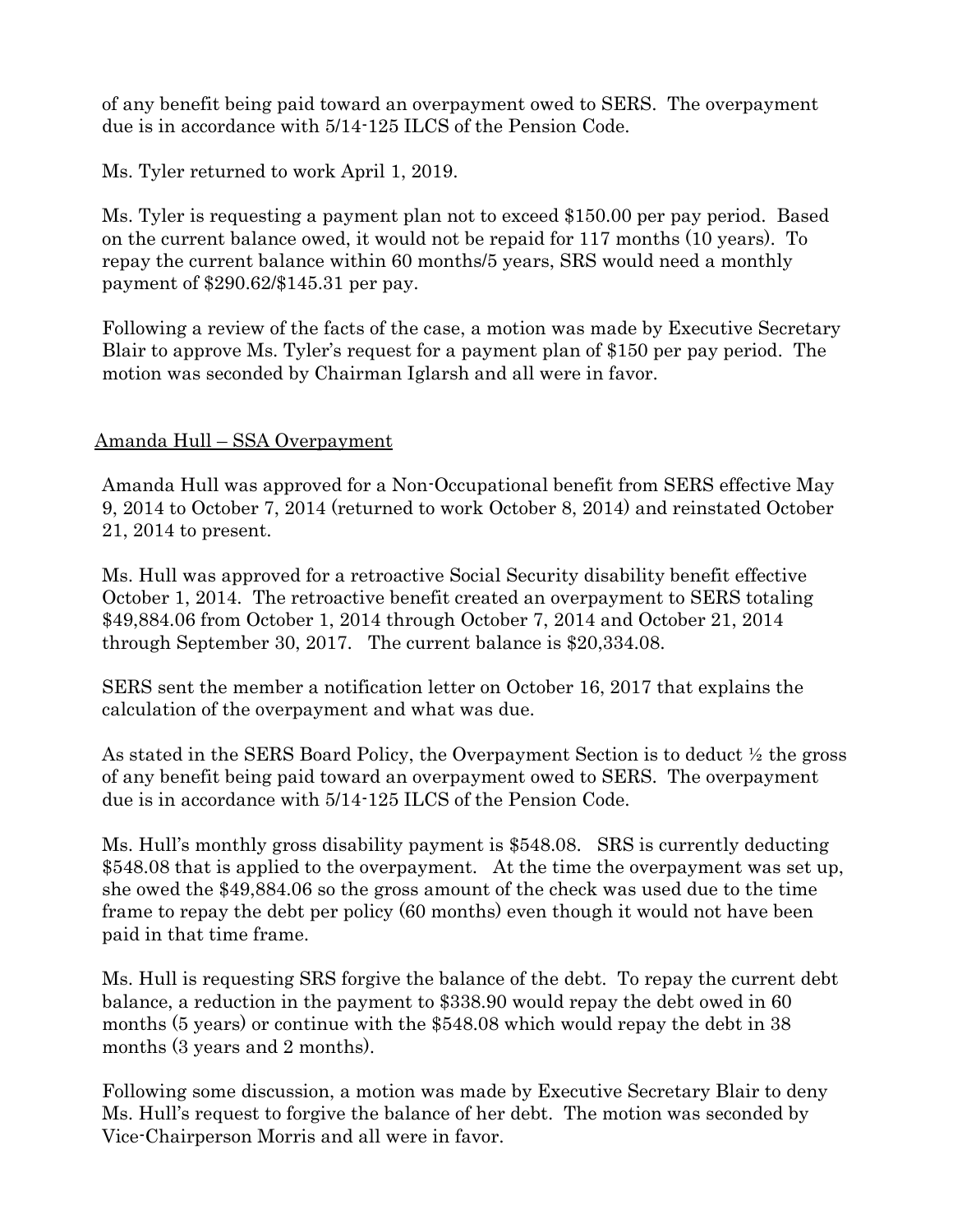of any benefit being paid toward an overpayment owed to SERS. The overpayment due is in accordance with 5/14-125 ILCS of the Pension Code.

Ms. Tyler returned to work April 1, 2019.

Ms. Tyler is requesting a payment plan not to exceed $150.00 per pay period. Based on the current balance owed, it would not be repaid for 117 months (10 years). To repay the current balance within 60 months/5 years, SRS would need a monthly payment of $290.62/$145.31 per pay.

Following a review of the facts of the case, a motion was made by Executive Secretary Blair to approve Ms. Tyler's request for a payment plan of $150 per pay period. The motion was seconded by Chairman Iglarsh and all were in favor.

<u>Amanda Hull – SSA Overpayment</u>

Amanda Hull was approved for a Non-Occupational benefit from SERS effective May 9, 2014 to October 7, 2014 (returned to work October 8, 2014) and reinstated October 21, 2014 to present.

Ms. Hull was approved for a retroactive Social Security disability benefit effective October 1, 2014. The retroactive benefit created an overpayment to SERS totaling $49,884.06 from October 1, 2014 through October 7, 2014 and October 21, 2014 through September 30, 2017. The current balance is $20,334.08.

SERS sent the member a notification letter on October 16, 2017 that explains the calculation of the overpayment and what was due.

As stated in the SERS Board Policy, the Overpayment Section is to deduct ½ the gross of any benefit being paid toward an overpayment owed to SERS. The overpayment due is in accordance with 5/14-125 ILCS of the Pension Code.

Ms. Hull's monthly gross disability payment is $548.08. SRS is currently deducting $548.08 that is applied to the overpayment. At the time the overpayment was set up, she owed the $49,884.06 so the gross amount of the check was used due to the time frame to repay the debt per policy (60 months) even though it would not have been paid in that time frame.

Ms. Hull is requesting SRS forgive the balance of the debt. To repay the current debt balance, a reduction in the payment to $338.90 would repay the debt owed in 60 months (5 years) or continue with the $548.08 which would repay the debt in 38 months (3 years and 2 months).

Following some discussion, a motion was made by Executive Secretary Blair to deny Ms. Hull's request to forgive the balance of her debt. The motion was seconded by Vice-Chairperson Morris and all were in favor.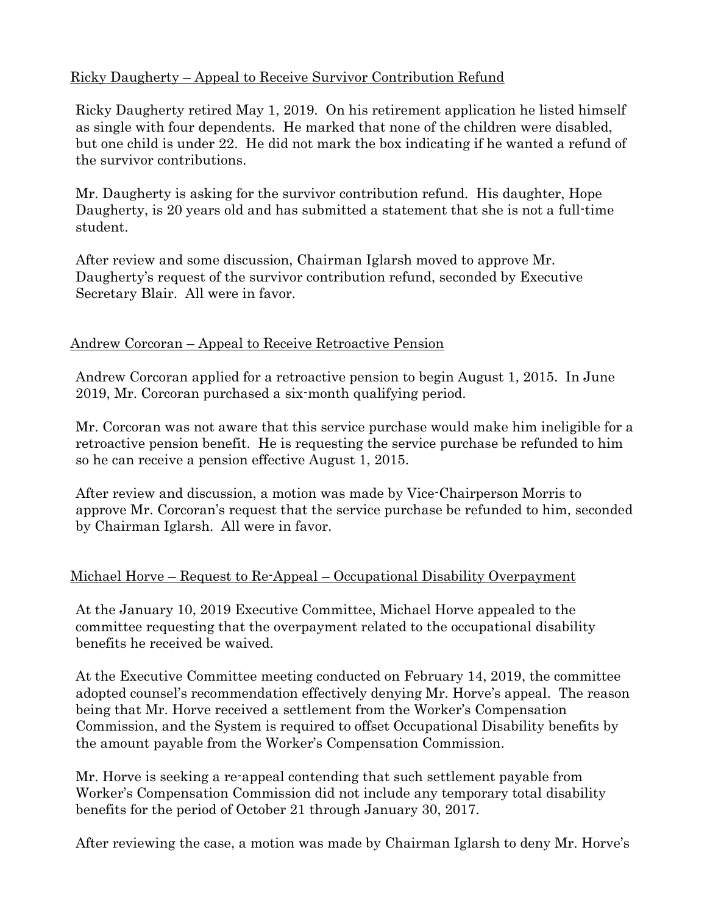<u>Ricky Daugherty – Appeal to Receive Survivor Contribution Refund</u>

Ricky Daugherty retired May 1, 2019. On his retirement application he listed himself as single with four dependents. He marked that none of the children were disabled, but one child is under 22. He did not mark the box indicating if he wanted a refund of the survivor contributions.

Mr. Daugherty is asking for the survivor contribution refund. His daughter, Hope Daugherty, is 20 years old and has submitted a statement that she is not a full-time student.

After review and some discussion, Chairman Iglarsh moved to approve Mr. Daugherty's request of the survivor contribution refund, seconded by Executive Secretary Blair. All were in favor.

<u>Andrew Corcoran – Appeal to Receive Retroactive Pension</u>

Andrew Corcoran applied for a retroactive pension to begin August 1, 2015. In June 2019, Mr. Corcoran purchased a six-month qualifying period.

Mr. Corcoran was not aware that this service purchase would make him ineligible for a retroactive pension benefit. He is requesting the service purchase be refunded to him so he can receive a pension effective August 1, 2015.

After review and discussion, a motion was made by Vice-Chairperson Morris to approve Mr. Corcoran's request that the service purchase be refunded to him, seconded by Chairman Iglarsh. All were in favor.

<u>Michael Horve – Request to Re-Appeal – Occupational Disability Overpayment</u>

At the January 10, 2019 Executive Committee, Michael Horve appealed to the committee requesting that the overpayment related to the occupational disability benefits he received be waived.

At the Executive Committee meeting conducted on February 14, 2019, the committee adopted counsel's recommendation effectively denying Mr. Horve's appeal. The reason being that Mr. Horve received a settlement from the Worker's Compensation Commission, and the System is required to offset Occupational Disability benefits by the amount payable from the Worker's Compensation Commission.

Mr. Horve is seeking a re-appeal contending that such settlement payable from Worker's Compensation Commission did not include any temporary total disability benefits for the period of October 21 through January 30, 2017.

After reviewing the case, a motion was made by Chairman Iglarsh to deny Mr. Horve's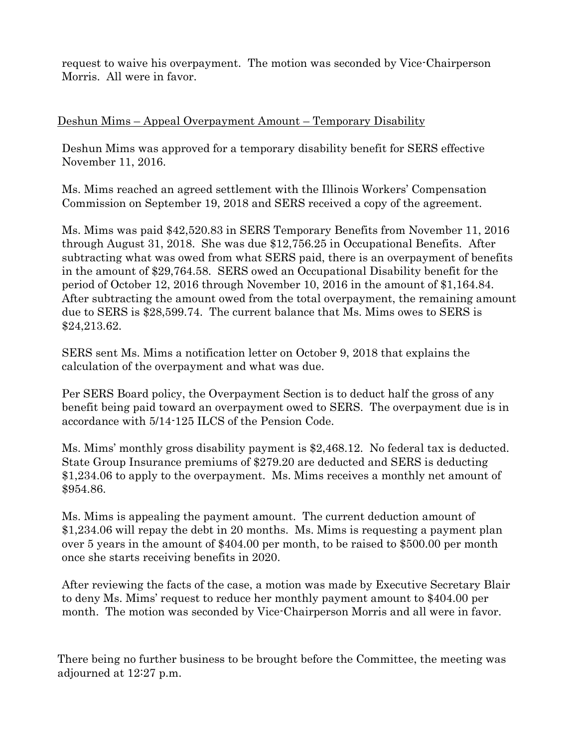request to waive his overpayment. The motion was seconded by Vice-Chairperson Morris. All were in favor.

<u>Deshun Mims – Appeal Overpayment Amount – Temporary Disability</u>

Deshun Mims was approved for a temporary disability benefit for SERS effective November 11, 2016.

Ms. Mims reached an agreed settlement with the Illinois Workers' Compensation Commission on September 19, 2018 and SERS received a copy of the agreement.

Ms. Mims was paid $42,520.83 in SERS Temporary Benefits from November 11, 2016 through August 31, 2018. She was due $12,756.25 in Occupational Benefits. After subtracting what was owed from what SERS paid, there is an overpayment of benefits in the amount of $29,764.58. SERS owed an Occupational Disability benefit for the period of October 12, 2016 through November 10, 2016 in the amount of $1,164.84. After subtracting the amount owed from the total overpayment, the remaining amount due to SERS is $28,599.74. The current balance that Ms. Mims owes to SERS is $24,213.62.

SERS sent Ms. Mims a notification letter on October 9, 2018 that explains the calculation of the overpayment and what was due.

Per SERS Board policy, the Overpayment Section is to deduct half the gross of any benefit being paid toward an overpayment owed to SERS. The overpayment due is in accordance with 5/14-125 ILCS of the Pension Code.

Ms. Mims' monthly gross disability payment is $2,468.12. No federal tax is deducted. State Group Insurance premiums of $279.20 are deducted and SERS is deducting $1,234.06 to apply to the overpayment. Ms. Mims receives a monthly net amount of $954.86.

Ms. Mims is appealing the payment amount. The current deduction amount of $1,234.06 will repay the debt in 20 months. Ms. Mims is requesting a payment plan over 5 years in the amount of $404.00 per month, to be raised to $500.00 per month once she starts receiving benefits in 2020.

After reviewing the facts of the case, a motion was made by Executive Secretary Blair to deny Ms. Mims' request to reduce her monthly payment amount to $404.00 per month. The motion was seconded by Vice-Chairperson Morris and all were in favor.

There being no further business to be brought before the Committee, the meeting was adjourned at 12:27 p.m.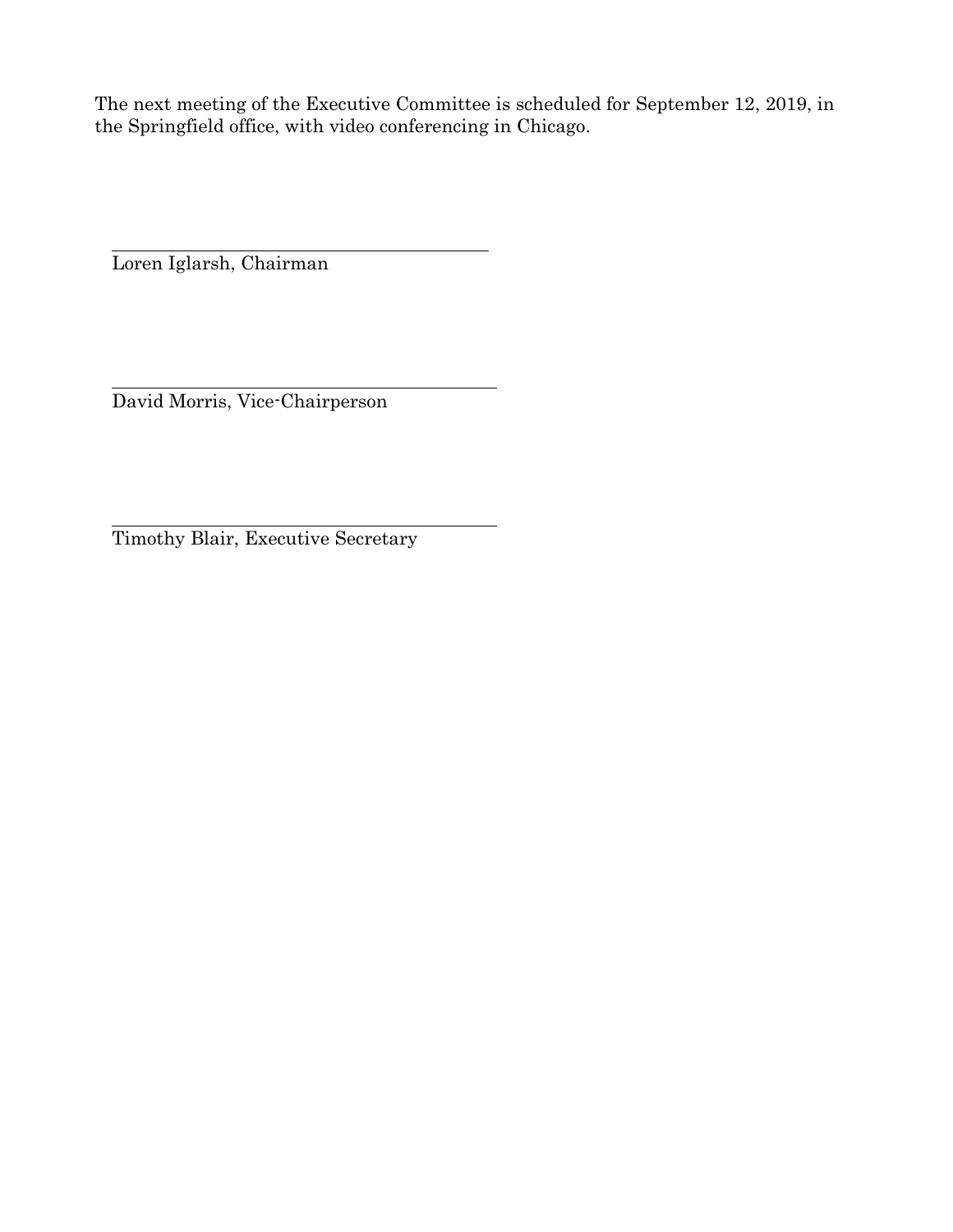The next meeting of the Executive Committee is scheduled for September 12, 2019, in the Springfield office, with video conferencing in Chicago.

\_\_\_\_\_\_\_\_\_\_\_\_\_\_\_\_\_\_\_\_\_\_\_\_\_\_\_\_\_\_\_\_\_\_\_\_\_\_\_\_

Loren Iglarsh, Chairman

\_\_\_\_\_\_\_\_\_\_\_\_\_\_\_\_\_\_\_\_\_\_\_\_\_\_\_\_\_\_\_\_\_\_\_\_\_\_\_\_

David Morris, Vice-Chairperson

\_\_\_\_\_\_\_\_\_\_\_\_\_\_\_\_\_\_\_\_\_\_\_\_\_\_\_\_\_\_\_\_\_\_\_\_\_\_\_\_

Timothy Blair, Executive Secretary